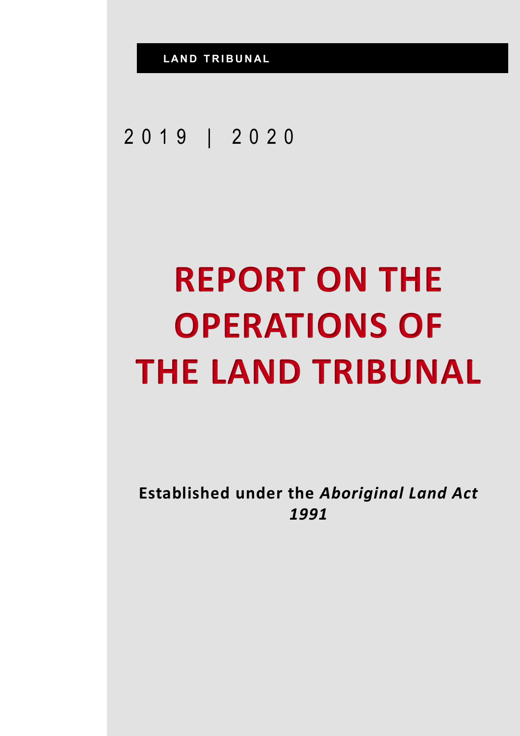**LAND TRIBUNAL**

2019 | 2020

# REPORT ON THE OPERATIONS OF THE LAND TRIBUNAL

**Established under the *Aboriginal Land Act 1991***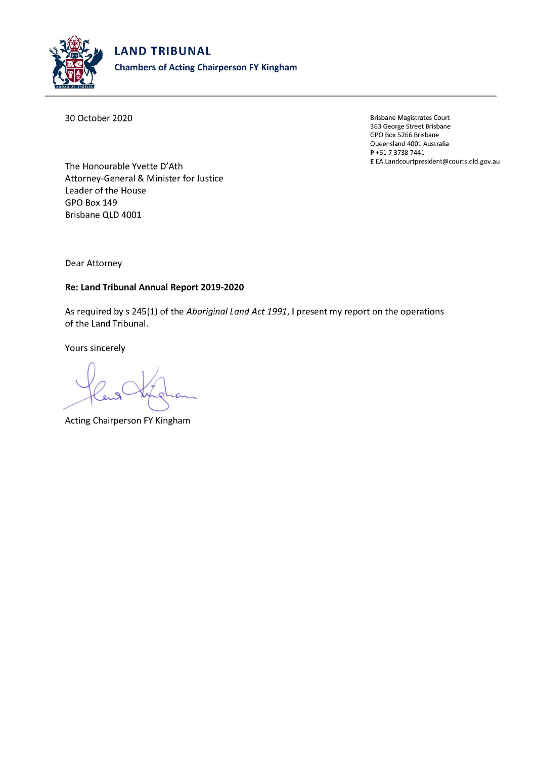# LAND TRIBUNAL

**Chambers of Acting Chairperson FY Kingham**

30 October 2020

Brisbane Magistrates Court
363 George Street Brisbane
GPO Box 5266 Brisbane
Queensland 4001 Australia
**P** +61 7 3738 7441
**E** EA.Landcourtpresident@courts.qld.gov.au

The Honourable Yvette D'Ath
Attorney-General & Minister for Justice
Leader of the House
GPO Box 149
Brisbane QLD 4001

Dear Attorney

**Re: Land Tribunal Annual Report 2019-2020**

As required by s 245(1) of the *Aboriginal Land Act 1991*, I present my report on the operations of the Land Tribunal.

Yours sincerely

Acting Chairperson FY Kingham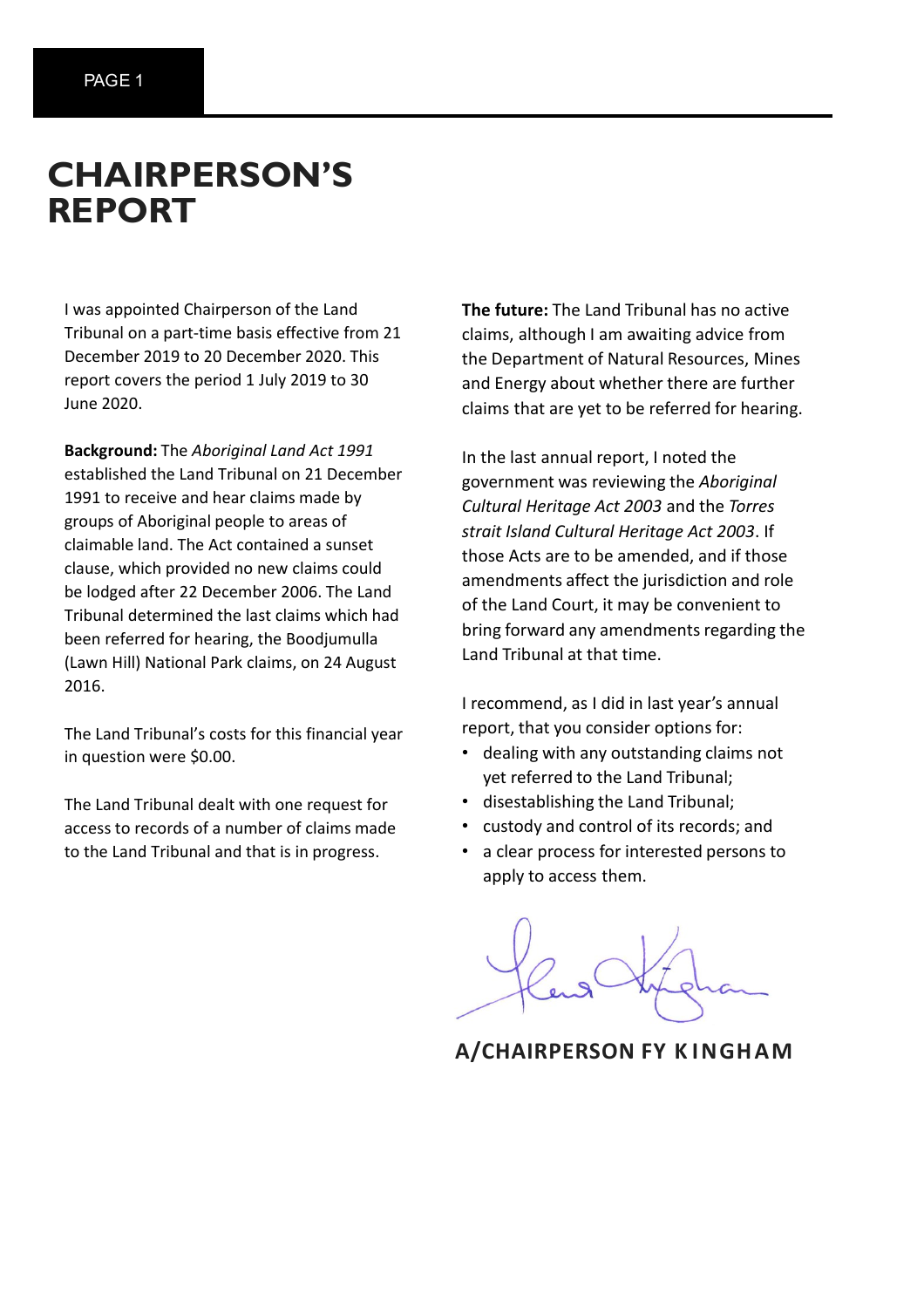# CHAIRPERSON'S REPORT

I was appointed Chairperson of the Land Tribunal on a part-time basis effective from 21 December 2019 to 20 December 2020. This report covers the period 1 July 2019 to 30 June 2020.

**Background:** The *Aboriginal Land Act 1991* established the Land Tribunal on 21 December 1991 to receive and hear claims made by groups of Aboriginal people to areas of claimable land. The Act contained a sunset clause, which provided no new claims could be lodged after 22 December 2006. The Land Tribunal determined the last claims which had been referred for hearing, the Boodjumulla (Lawn Hill) National Park claims, on 24 August 2016.

The Land Tribunal's costs for this financial year in question were $0.00.

The Land Tribunal dealt with one request for access to records of a number of claims made to the Land Tribunal and that is in progress.

**The future:** The Land Tribunal has no active claims, although I am awaiting advice from the Department of Natural Resources, Mines and Energy about whether there are further claims that are yet to be referred for hearing.

In the last annual report, I noted the government was reviewing the *Aboriginal Cultural Heritage Act 2003* and the *Torres strait Island Cultural Heritage Act 2003*. If those Acts are to be amended, and if those amendments affect the jurisdiction and role of the Land Court, it may be convenient to bring forward any amendments regarding the Land Tribunal at that time.

I recommend, as I did in last year's annual report, that you consider options for:

- dealing with any outstanding claims not yet referred to the Land Tribunal;
- disestablishing the Land Tribunal;
- custody and control of its records; and
- a clear process for interested persons to apply to access them.

**A/CHAIRPERSON FY KINGHAM**